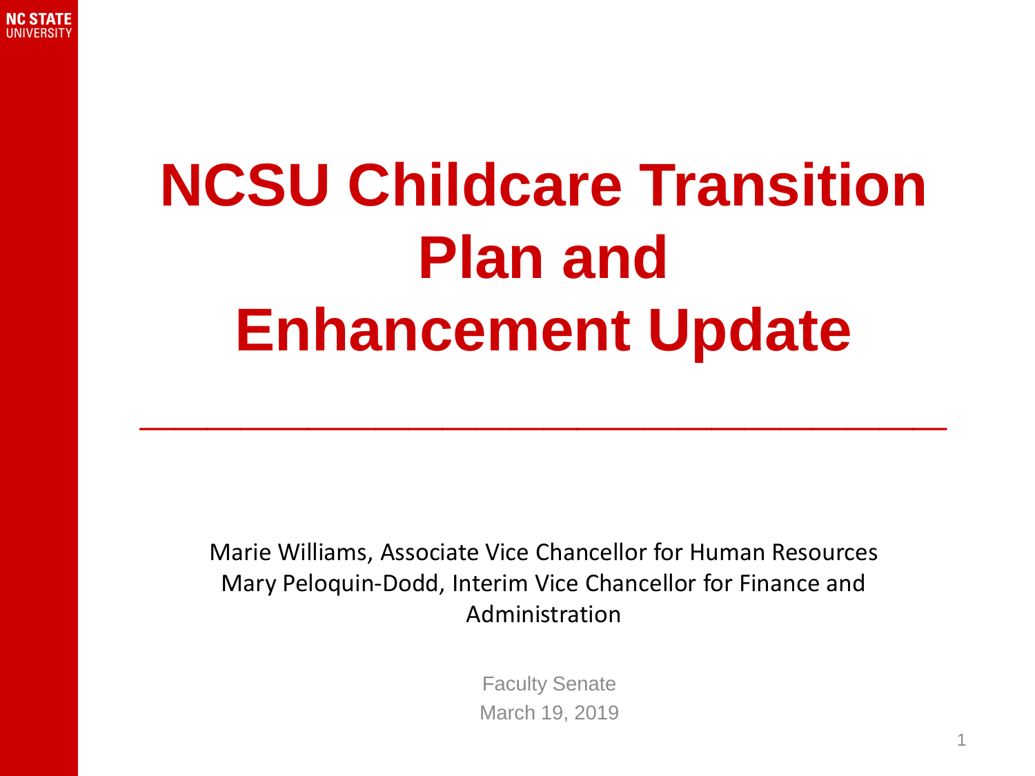# NCSU Childcare Transition Plan and Enhancement Update

Marie Williams, Associate Vice Chancellor for Human Resources
Mary Peloquin-Dodd, Interim Vice Chancellor for Finance and Administration

Faculty Senate
March 19, 2019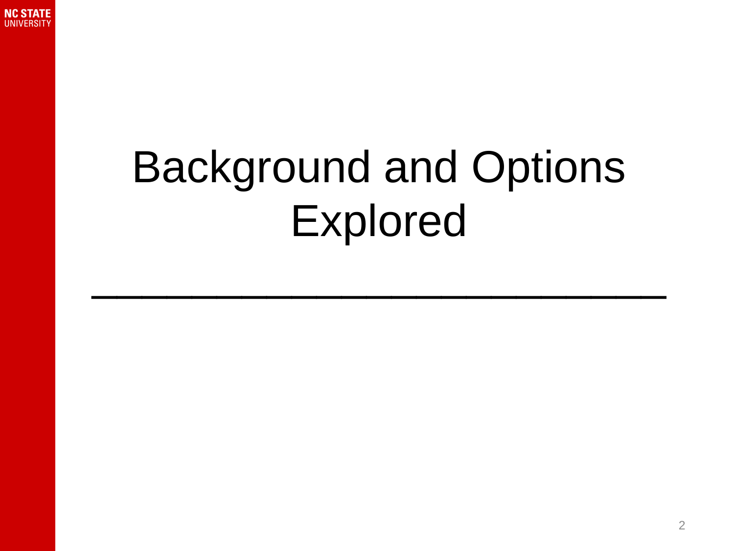# Background and Options Explored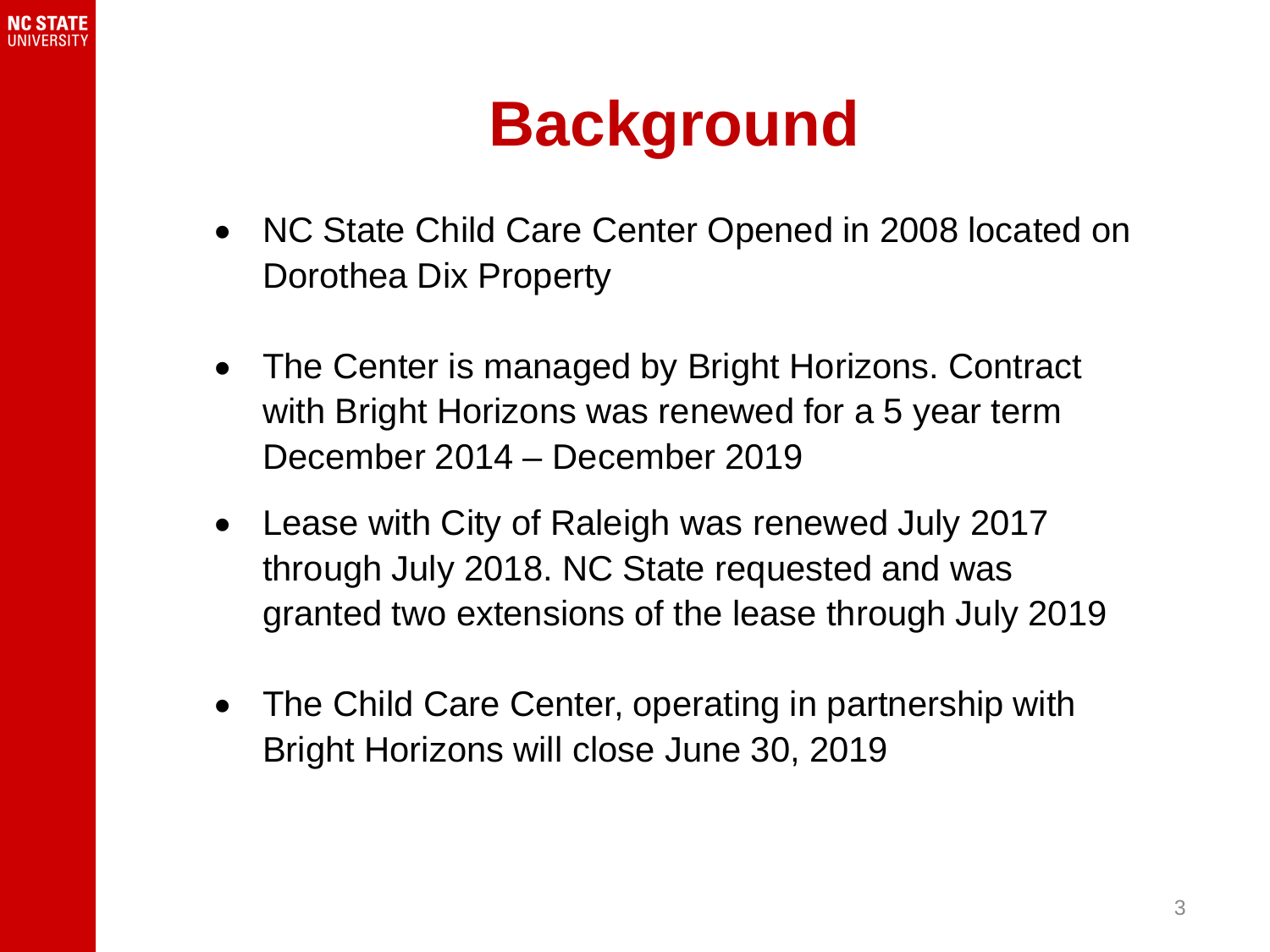# Background

- NC State Child Care Center Opened in 2008 located on Dorothea Dix Property
- The Center is managed by Bright Horizons. Contract with Bright Horizons was renewed for a 5 year term December 2014 – December 2019
- Lease with City of Raleigh was renewed July 2017 through July 2018. NC State requested and was granted two extensions of the lease through July 2019
- The Child Care Center, operating in partnership with Bright Horizons will close June 30, 2019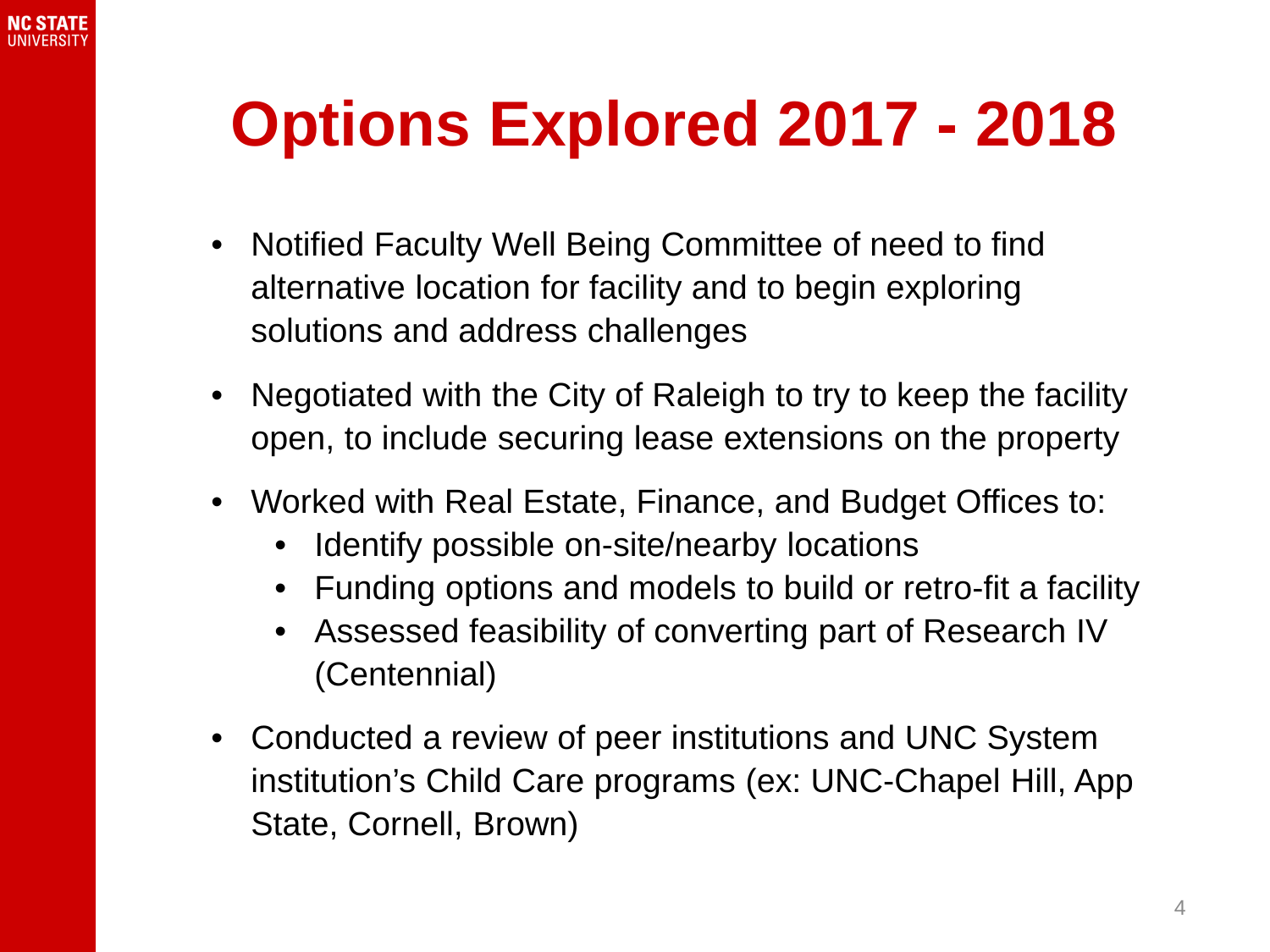# Options Explored 2017 - 2018

- Notified Faculty Well Being Committee of need to find alternative location for facility and to begin exploring solutions and address challenges
- Negotiated with the City of Raleigh to try to keep the facility open, to include securing lease extensions on the property
- Worked with Real Estate, Finance, and Budget Offices to:
  - Identify possible on-site/nearby locations
  - Funding options and models to build or retro-fit a facility
  - Assessed feasibility of converting part of Research IV (Centennial)
- Conducted a review of peer institutions and UNC System institution's Child Care programs (ex: UNC-Chapel Hill, App State, Cornell, Brown)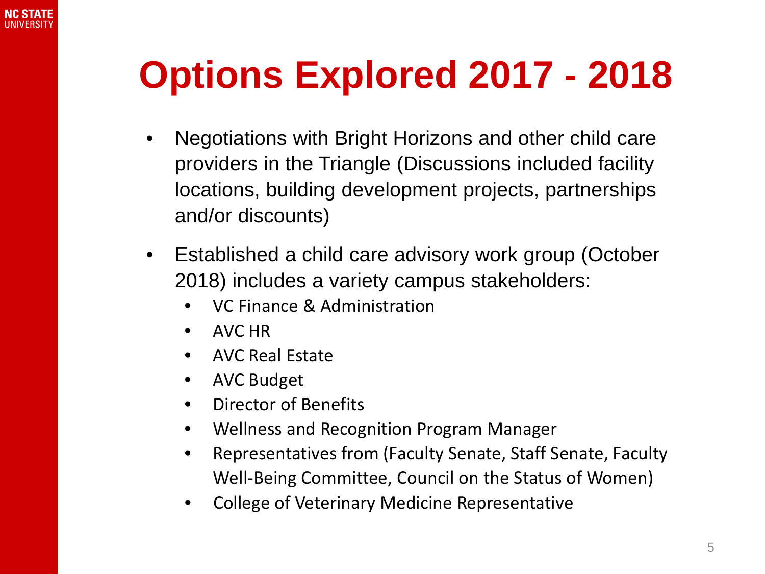# Options Explored 2017 - 2018

- Negotiations with Bright Horizons and other child care providers in the Triangle (Discussions included facility locations, building development projects, partnerships and/or discounts)
- Established a child care advisory work group (October 2018) includes a variety campus stakeholders:
  - VC Finance & Administration
  - AVC HR
  - AVC Real Estate
  - AVC Budget
  - Director of Benefits
  - Wellness and Recognition Program Manager
  - Representatives from (Faculty Senate, Staff Senate, Faculty Well-Being Committee, Council on the Status of Women)
  - College of Veterinary Medicine Representative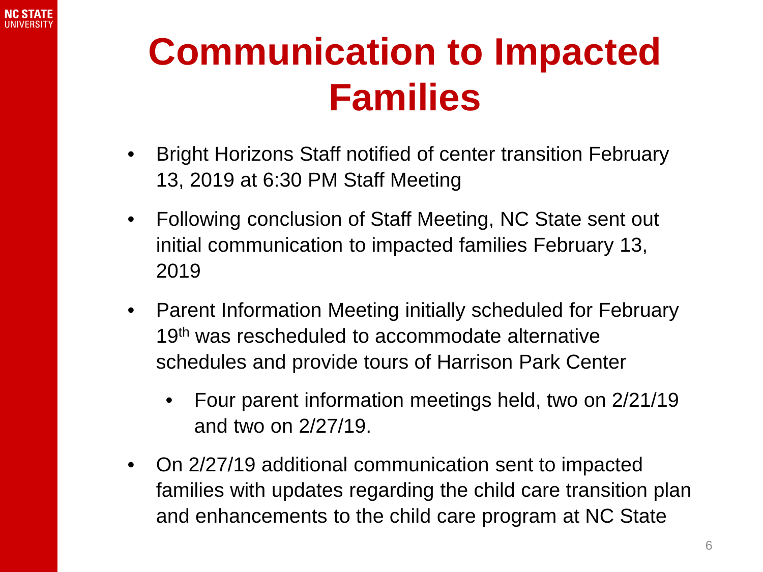# Communication to Impacted Families

- Bright Horizons Staff notified of center transition February 13, 2019 at 6:30 PM Staff Meeting
- Following conclusion of Staff Meeting, NC State sent out initial communication to impacted families February 13, 2019
- Parent Information Meeting initially scheduled for February 19th was rescheduled to accommodate alternative schedules and provide tours of Harrison Park Center
  - Four parent information meetings held, two on 2/21/19 and two on 2/27/19.
- On 2/27/19 additional communication sent to impacted families with updates regarding the child care transition plan and enhancements to the child care program at NC State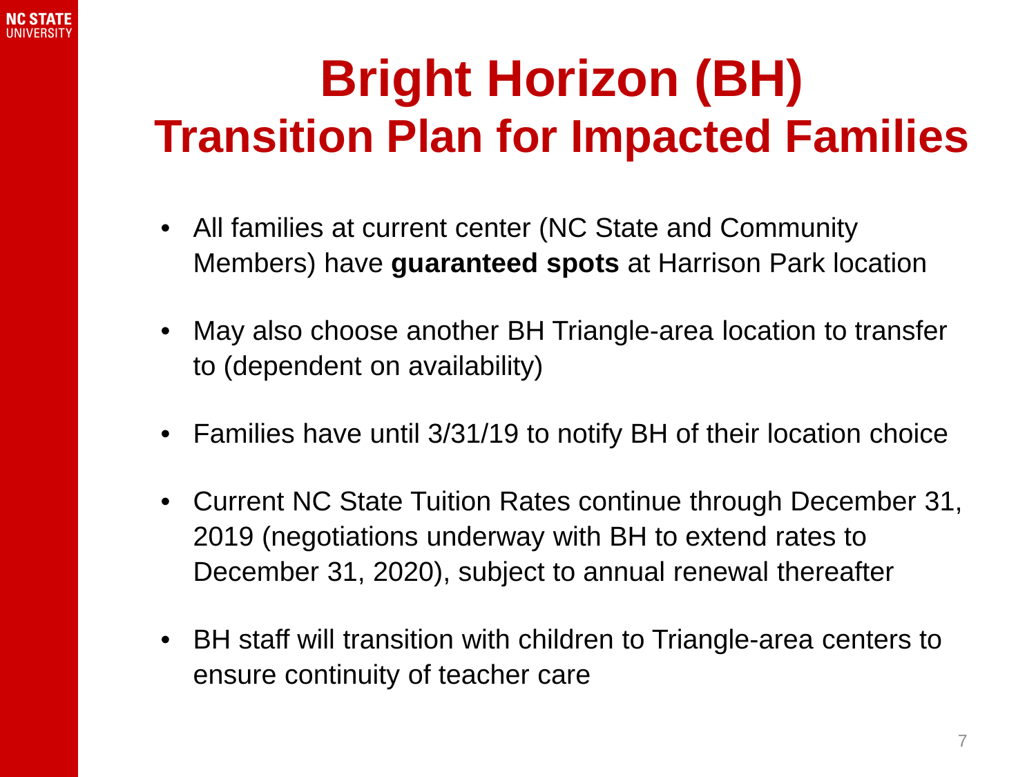# Bright Horizon (BH)
## Transition Plan for Impacted Families

- All families at current center (NC State and Community Members) have **guaranteed spots** at Harrison Park location
- May also choose another BH Triangle-area location to transfer to (dependent on availability)
- Families have until 3/31/19 to notify BH of their location choice
- Current NC State Tuition Rates continue through December 31, 2019 (negotiations underway with BH to extend rates to December 31, 2020), subject to annual renewal thereafter
- BH staff will transition with children to Triangle-area centers to ensure continuity of teacher care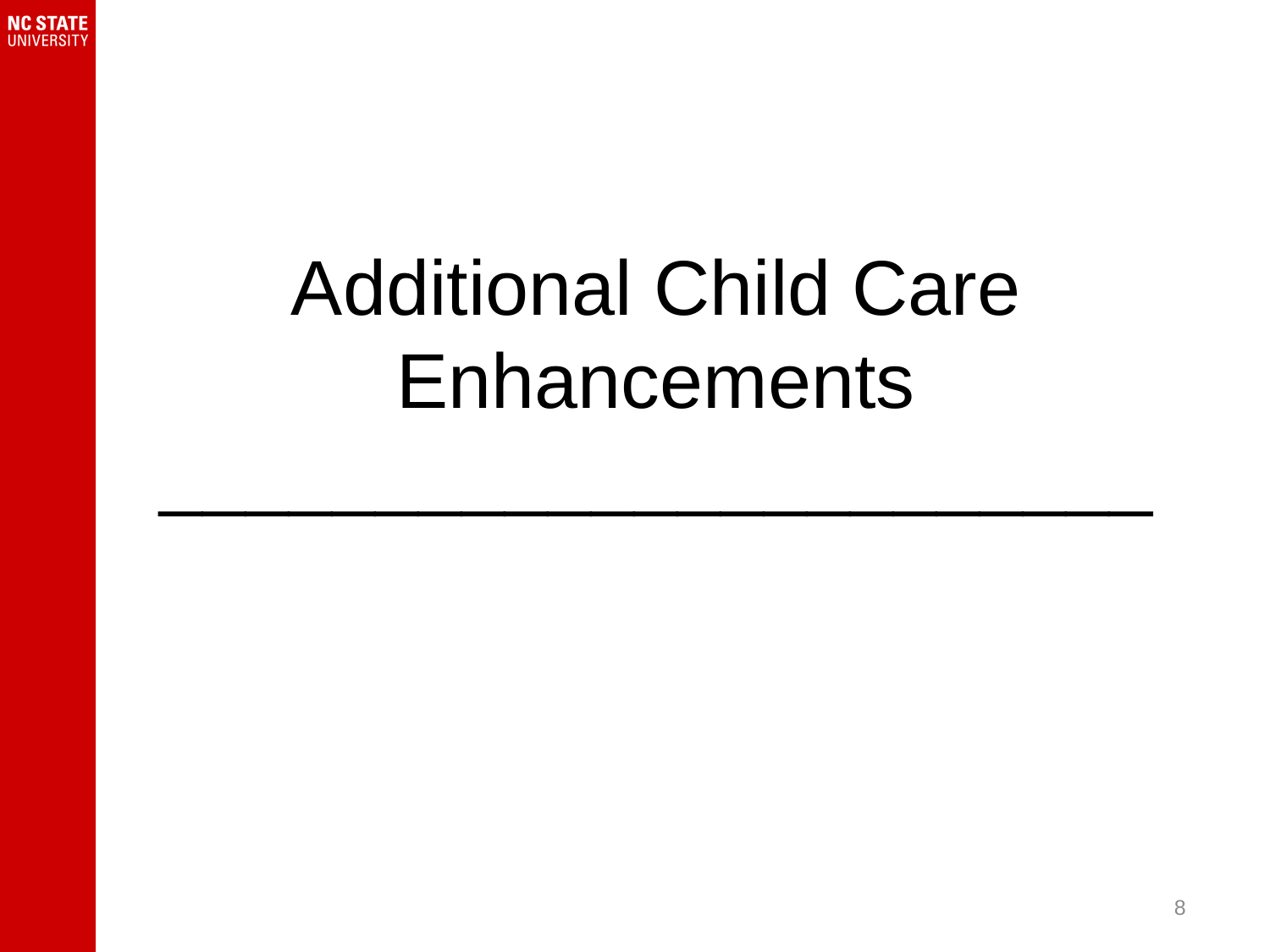# Additional Child Care Enhancements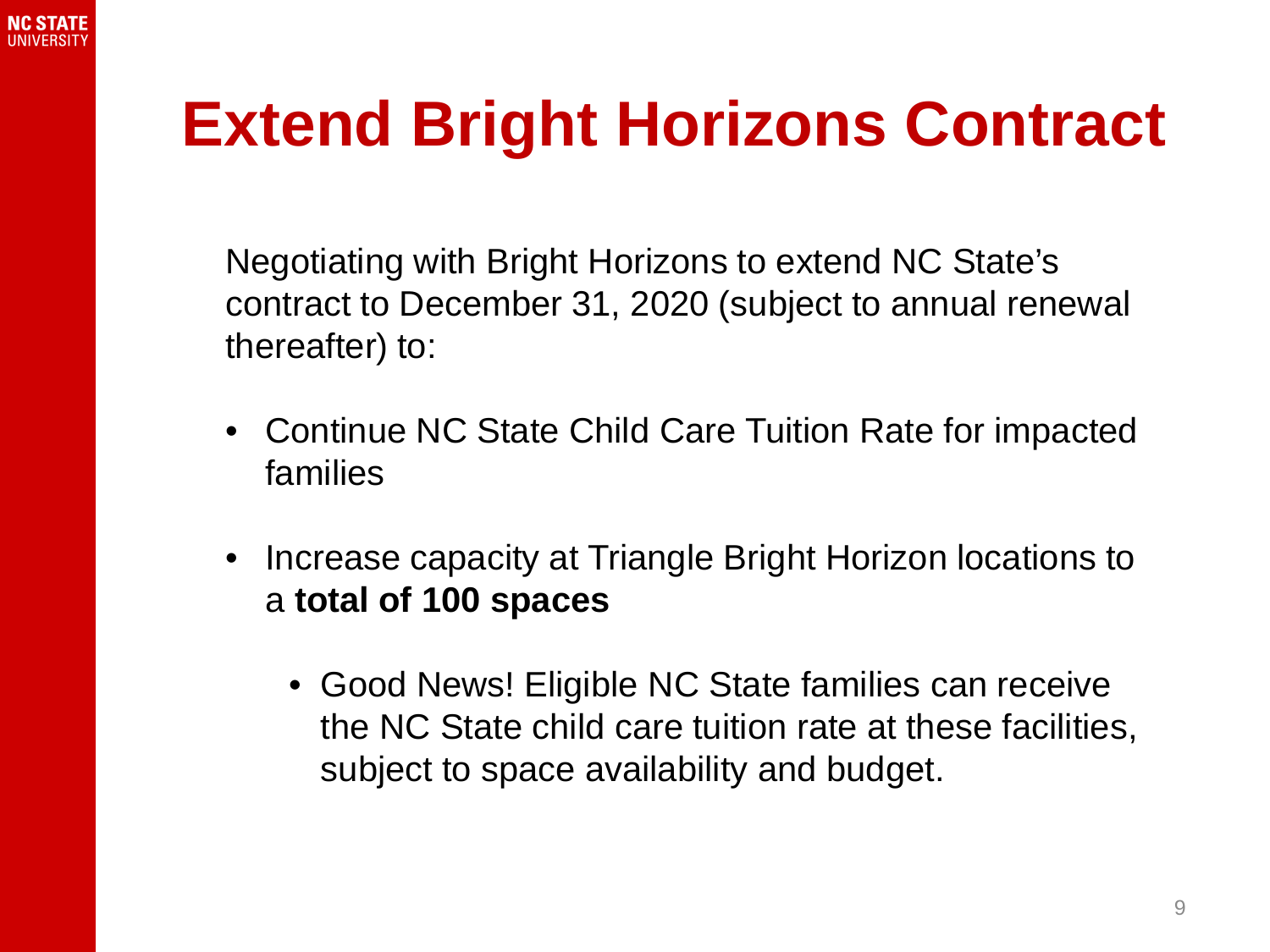# Extend Bright Horizons Contract

Negotiating with Bright Horizons to extend NC State's contract to December 31, 2020 (subject to annual renewal thereafter) to:

- Continue NC State Child Care Tuition Rate for impacted families
- Increase capacity at Triangle Bright Horizon locations to a **total of 100 spaces**
  - Good News! Eligible NC State families can receive the NC State child care tuition rate at these facilities, subject to space availability and budget.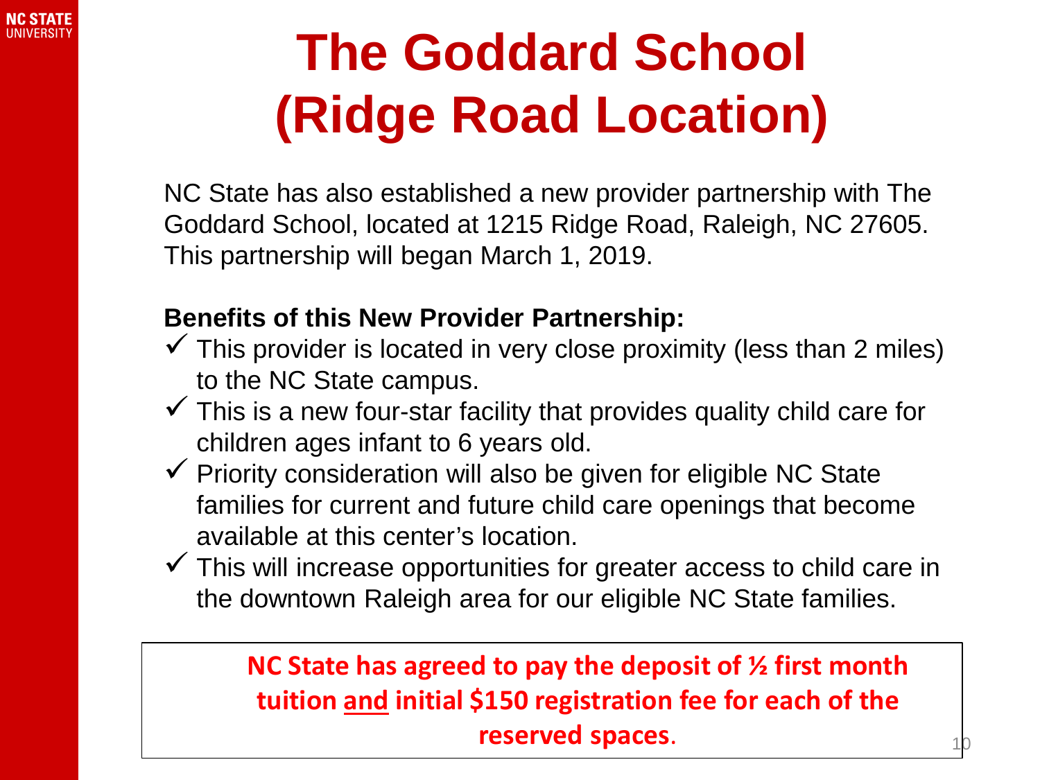# The Goddard School (Ridge Road Location)

NC State has also established a new provider partnership with The Goddard School, located at 1215 Ridge Road, Raleigh, NC 27605. This partnership will began March 1, 2019.

**Benefits of this New Provider Partnership:**

- ✓ This provider is located in very close proximity (less than 2 miles) to the NC State campus.
- ✓ This is a new four-star facility that provides quality child care for children ages infant to 6 years old.
- ✓ Priority consideration will also be given for eligible NC State families for current and future child care openings that become available at this center's location.
- ✓ This will increase opportunities for greater access to child care in the downtown Raleigh area for our eligible NC State families.

**NC State has agreed to pay the deposit of ½ first month tuition <u>and</u> initial $150 registration fee for each of the reserved spaces.**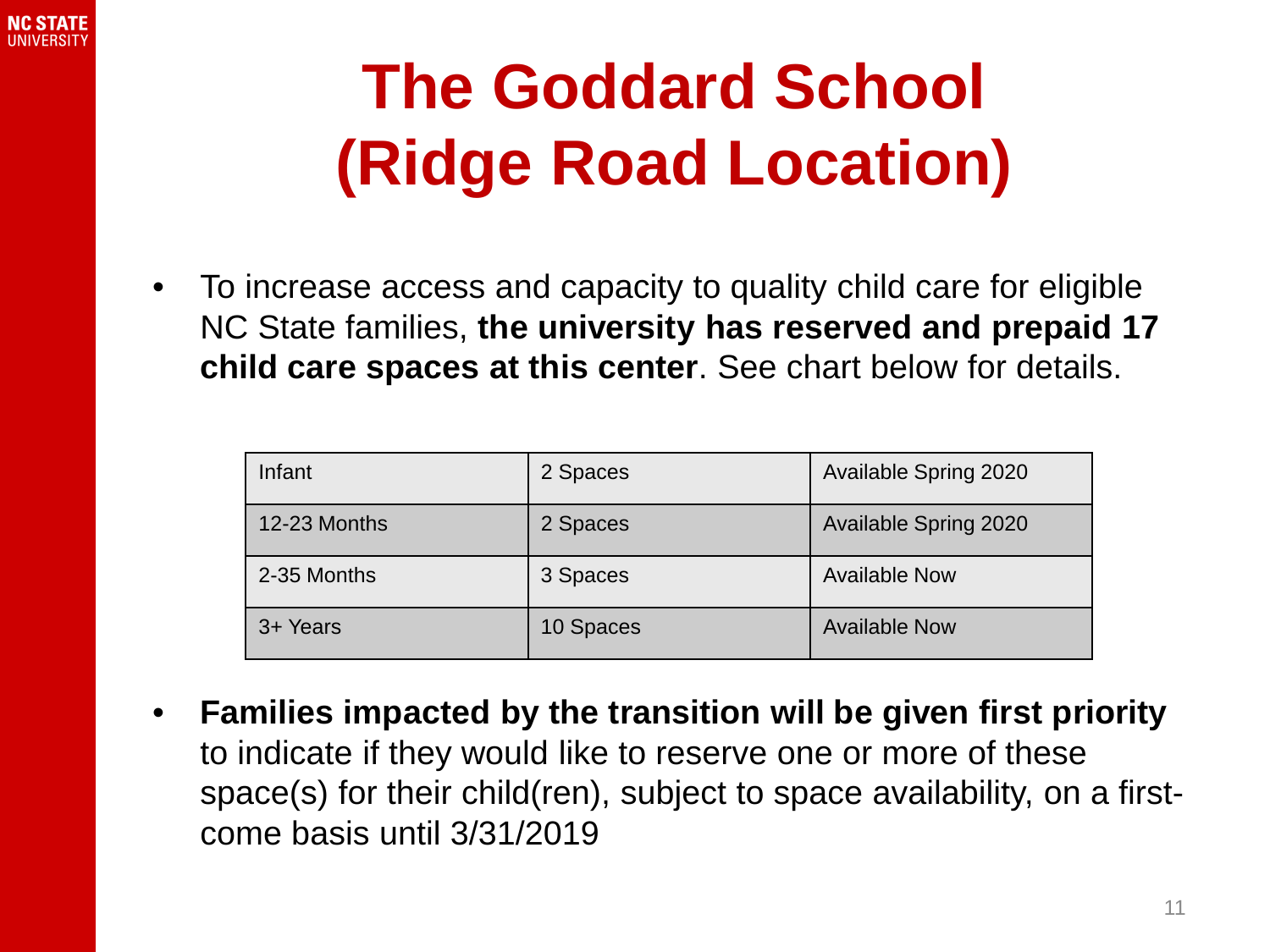# The Goddard School (Ridge Road Location)

- To increase access and capacity to quality child care for eligible NC State families, **the university has reserved and prepaid 17 child care spaces at this center**. See chart below for details.

| Infant | 2 Spaces | Available Spring 2020 |
|---|---|---|
| 12-23 Months | 2 Spaces | Available Spring 2020 |
| 2-35 Months | 3 Spaces | Available Now |
| 3+ Years | 10 Spaces | Available Now |

- **Families impacted by the transition will be given first priority** to indicate if they would like to reserve one or more of these space(s) for their child(ren), subject to space availability, on a first-come basis until 3/31/2019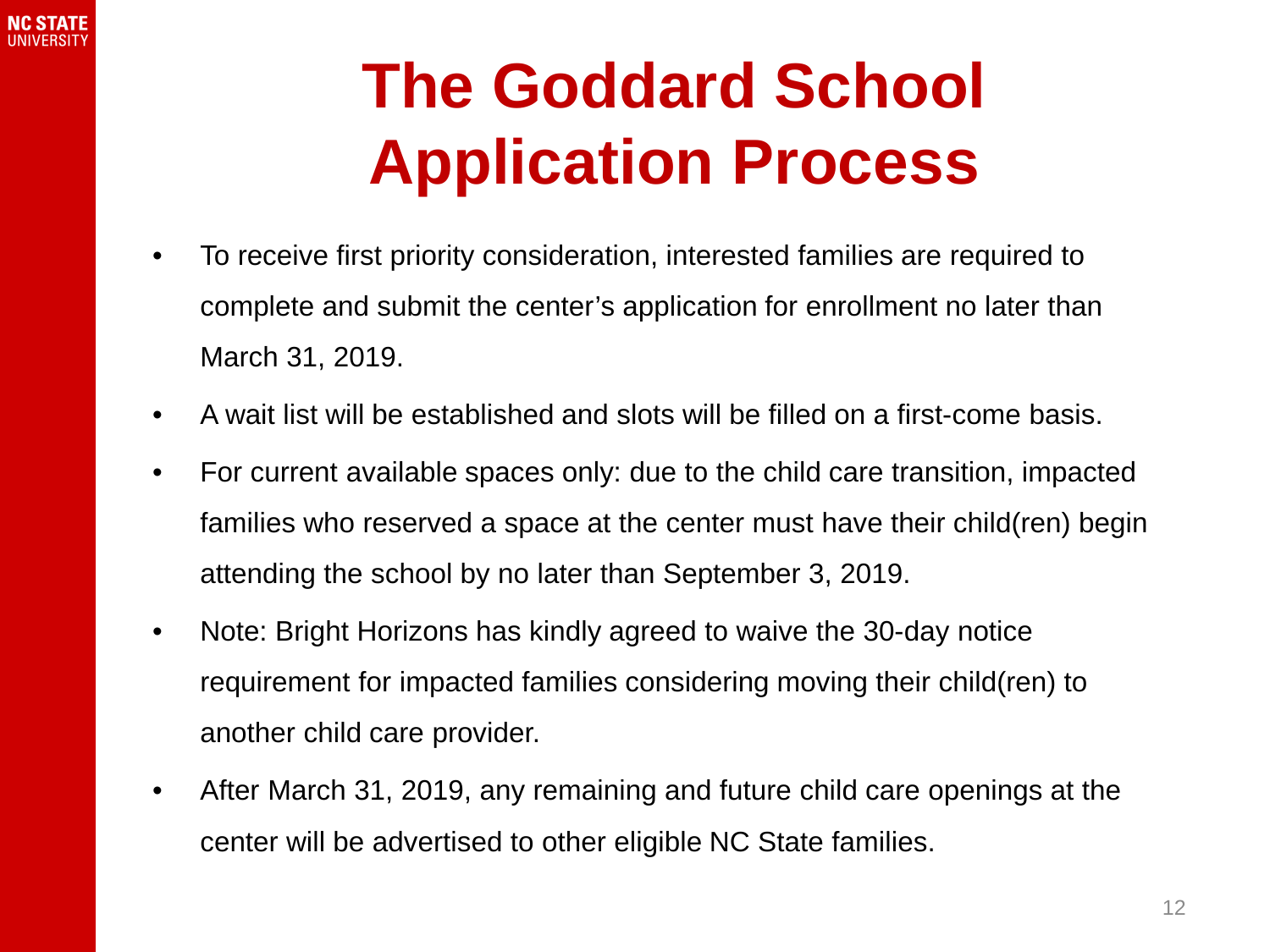# The Goddard School Application Process

- To receive first priority consideration, interested families are required to complete and submit the center's application for enrollment no later than March 31, 2019.
- A wait list will be established and slots will be filled on a first-come basis.
- For current available spaces only: due to the child care transition, impacted families who reserved a space at the center must have their child(ren) begin attending the school by no later than September 3, 2019.
- Note: Bright Horizons has kindly agreed to waive the 30-day notice requirement for impacted families considering moving their child(ren) to another child care provider.
- After March 31, 2019, any remaining and future child care openings at the center will be advertised to other eligible NC State families.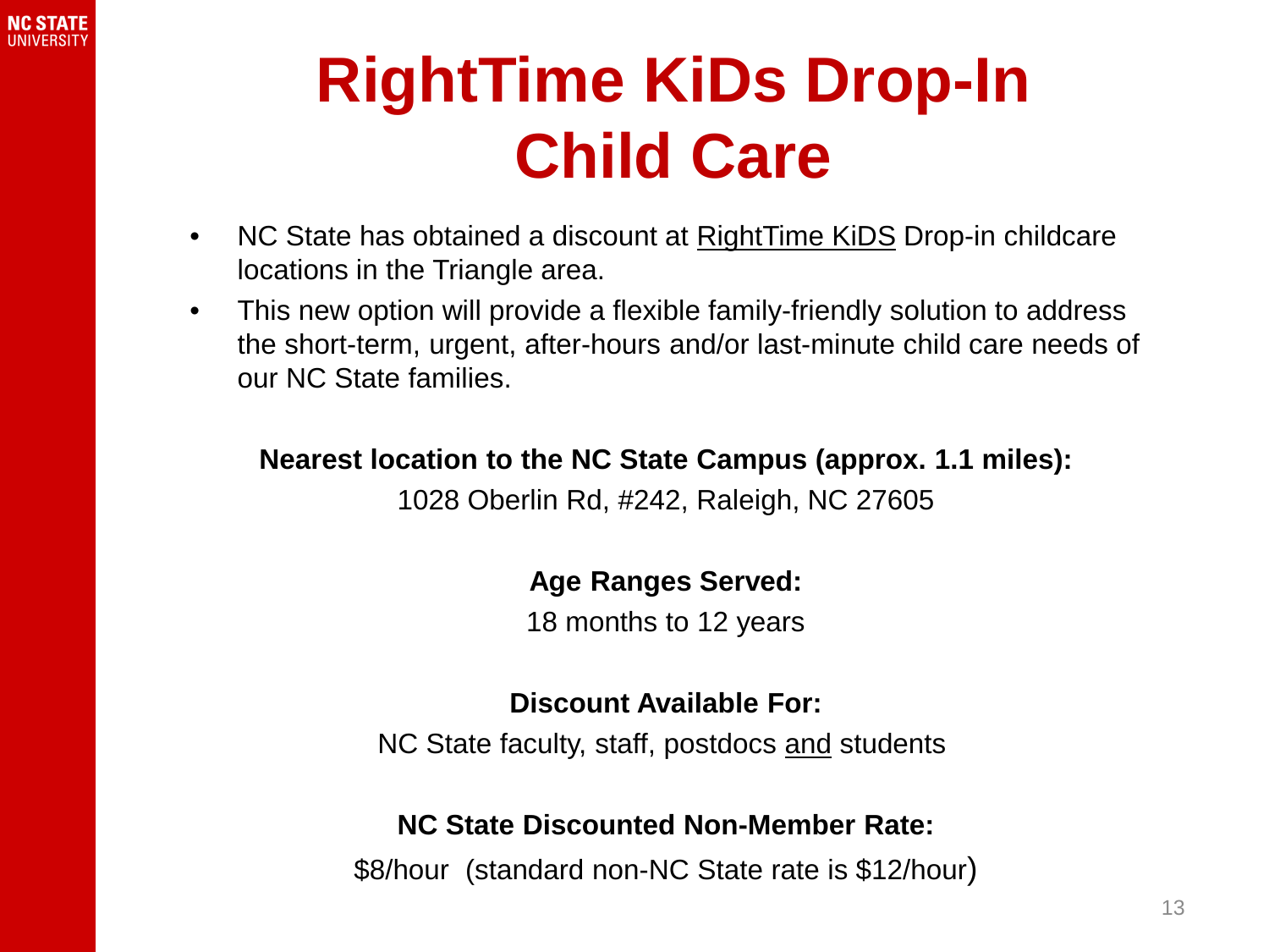# RightTime KiDs Drop-In Child Care

- NC State has obtained a discount at RightTime KiDS Drop-in childcare locations in the Triangle area.
- This new option will provide a flexible family-friendly solution to address the short-term, urgent, after-hours and/or last-minute child care needs of our NC State families.

**Nearest location to the NC State Campus (approx. 1.1 miles):**

1028 Oberlin Rd, #242, Raleigh, NC 27605

**Age Ranges Served:**

18 months to 12 years

**Discount Available For:**

NC State faculty, staff, postdocs and students

**NC State Discounted Non-Member Rate:**

$8/hour (standard non-NC State rate is $12/hour)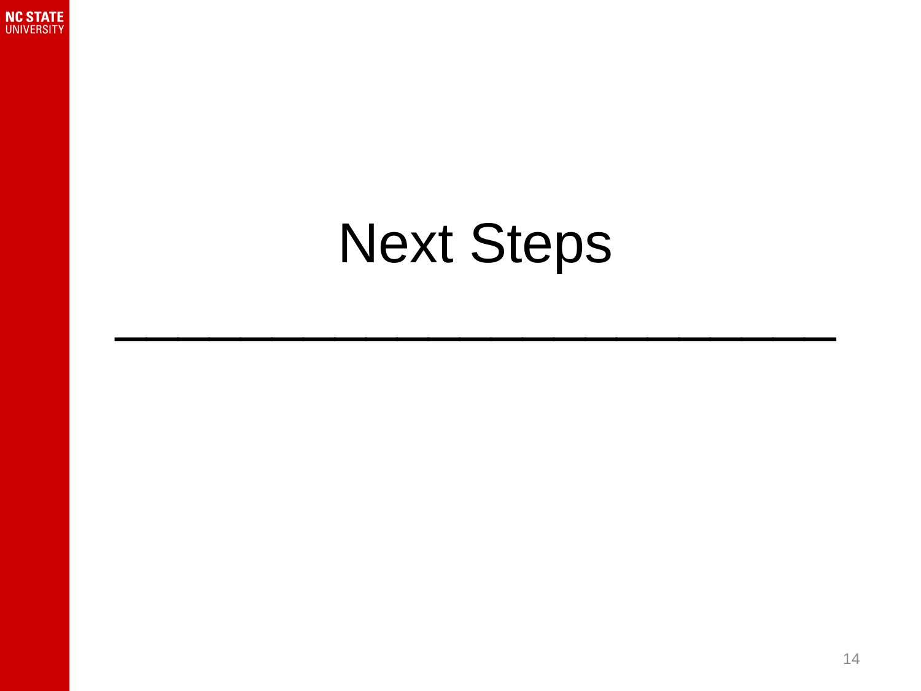# Next Steps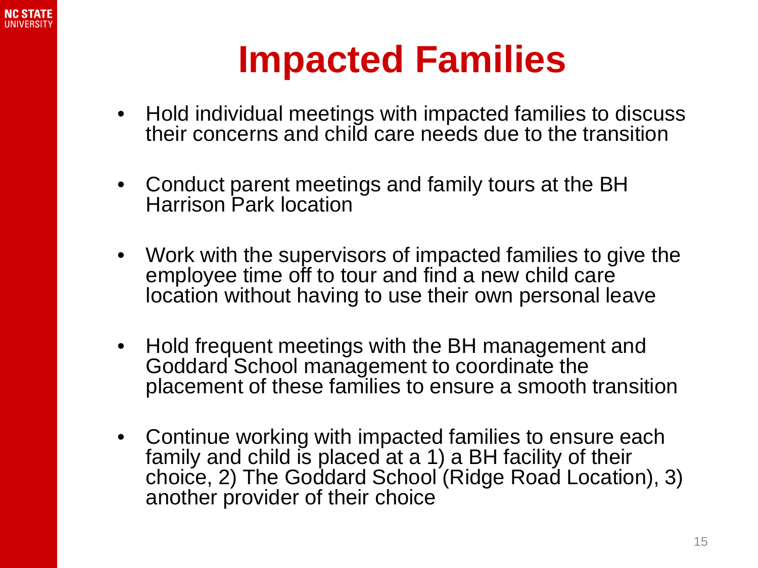# Impacted Families

- Hold individual meetings with impacted families to discuss their concerns and child care needs due to the transition
- Conduct parent meetings and family tours at the BH Harrison Park location
- Work with the supervisors of impacted families to give the employee time off to tour and find a new child care location without having to use their own personal leave
- Hold frequent meetings with the BH management and Goddard School management to coordinate the placement of these families to ensure a smooth transition
- Continue working with impacted families to ensure each family and child is placed at a 1) a BH facility of their choice, 2) The Goddard School (Ridge Road Location), 3) another provider of their choice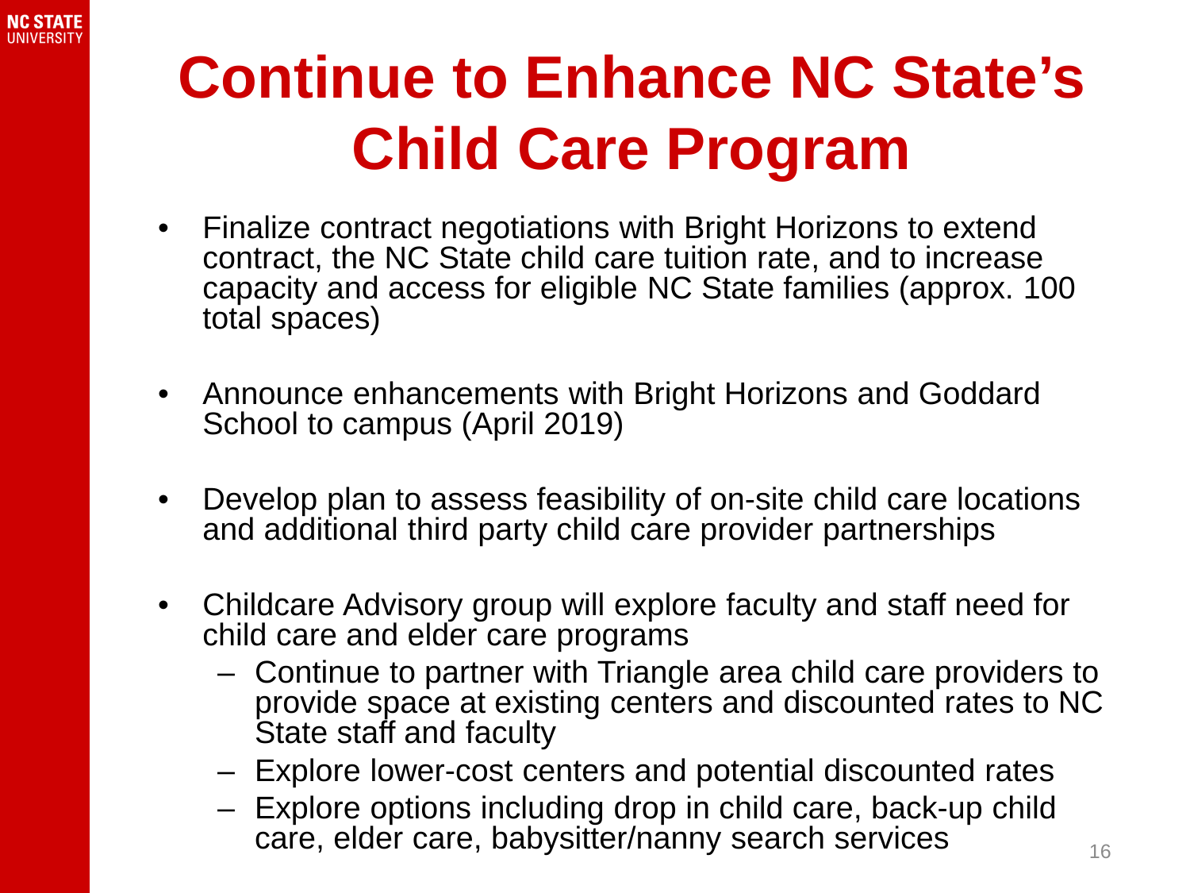# Continue to Enhance NC State's Child Care Program

- Finalize contract negotiations with Bright Horizons to extend contract, the NC State child care tuition rate, and to increase capacity and access for eligible NC State families (approx. 100 total spaces)

- Announce enhancements with Bright Horizons and Goddard School to campus (April 2019)

- Develop plan to assess feasibility of on-site child care locations and additional third party child care provider partnerships

- Childcare Advisory group will explore faculty and staff need for child care and elder care programs
  - Continue to partner with Triangle area child care providers to provide space at existing centers and discounted rates to NC State staff and faculty
  - Explore lower-cost centers and potential discounted rates
  - Explore options including drop in child care, back-up child care, elder care, babysitter/nanny search services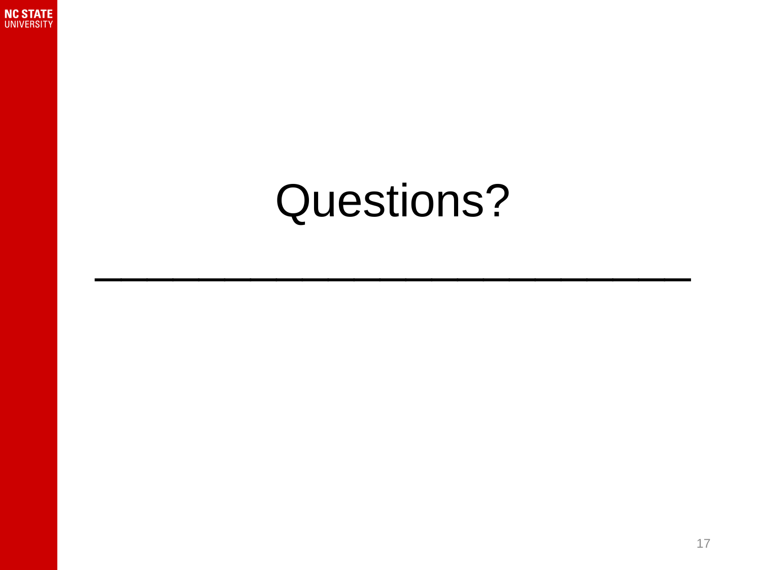# Questions?